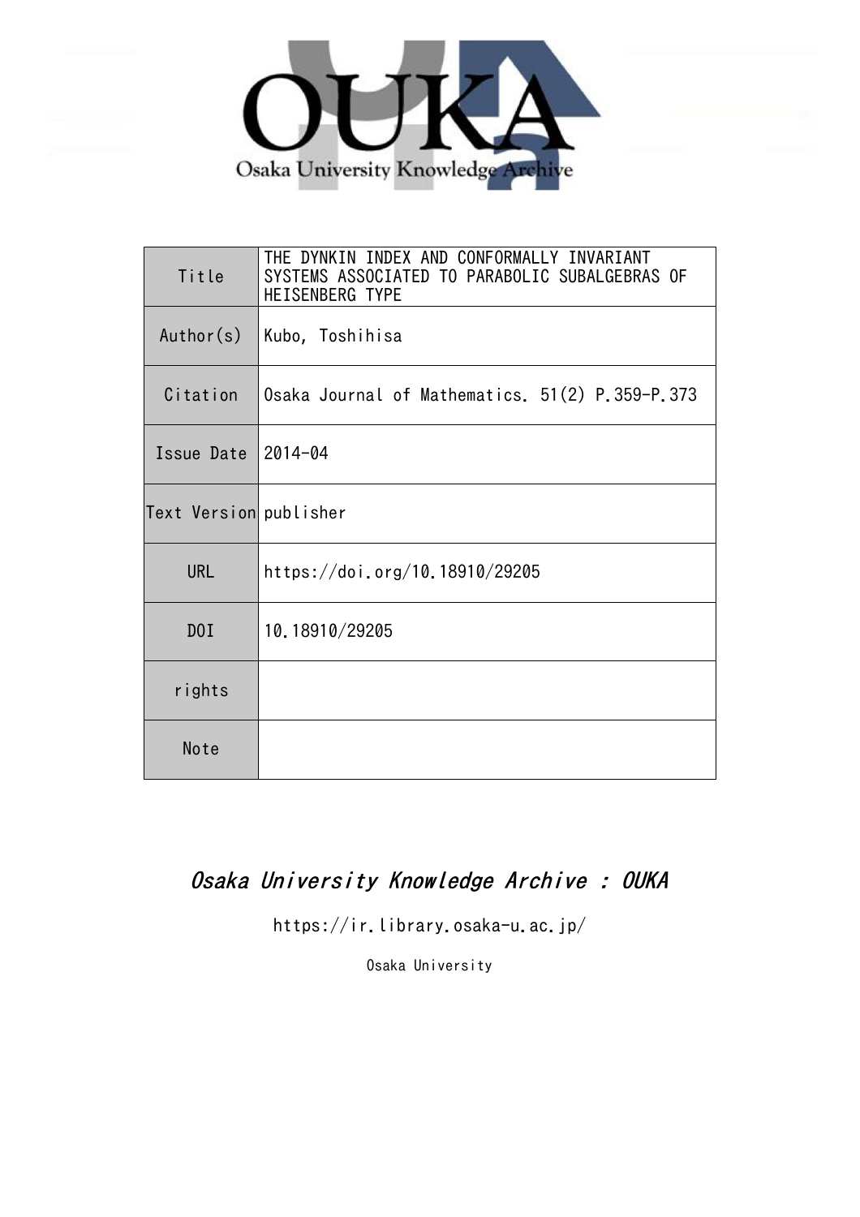Osaka University Knowledge Archive

| Title | THE DYNKIN INDEX AND CONFORMALLY INVARIANT SYSTEMS ASSOCIATED TO PARABOLIC SUBALGEBRAS OF HEISENBERG TYPE |
| --- | --- |
| Author(s) | Kubo, Toshihisa |
| Citation | Osaka Journal of Mathematics. 51(2) P.359-P.373 |
| Issue Date | 2014-04 |
| Text Version | publisher |
| URL | https://doi.org/10.18910/29205 |
| DOI | 10.18910/29205 |
| rights | |
| Note | |

*Osaka University Knowledge Archive : OUKA*

https://ir.library.osaka-u.ac.jp/

Osaka University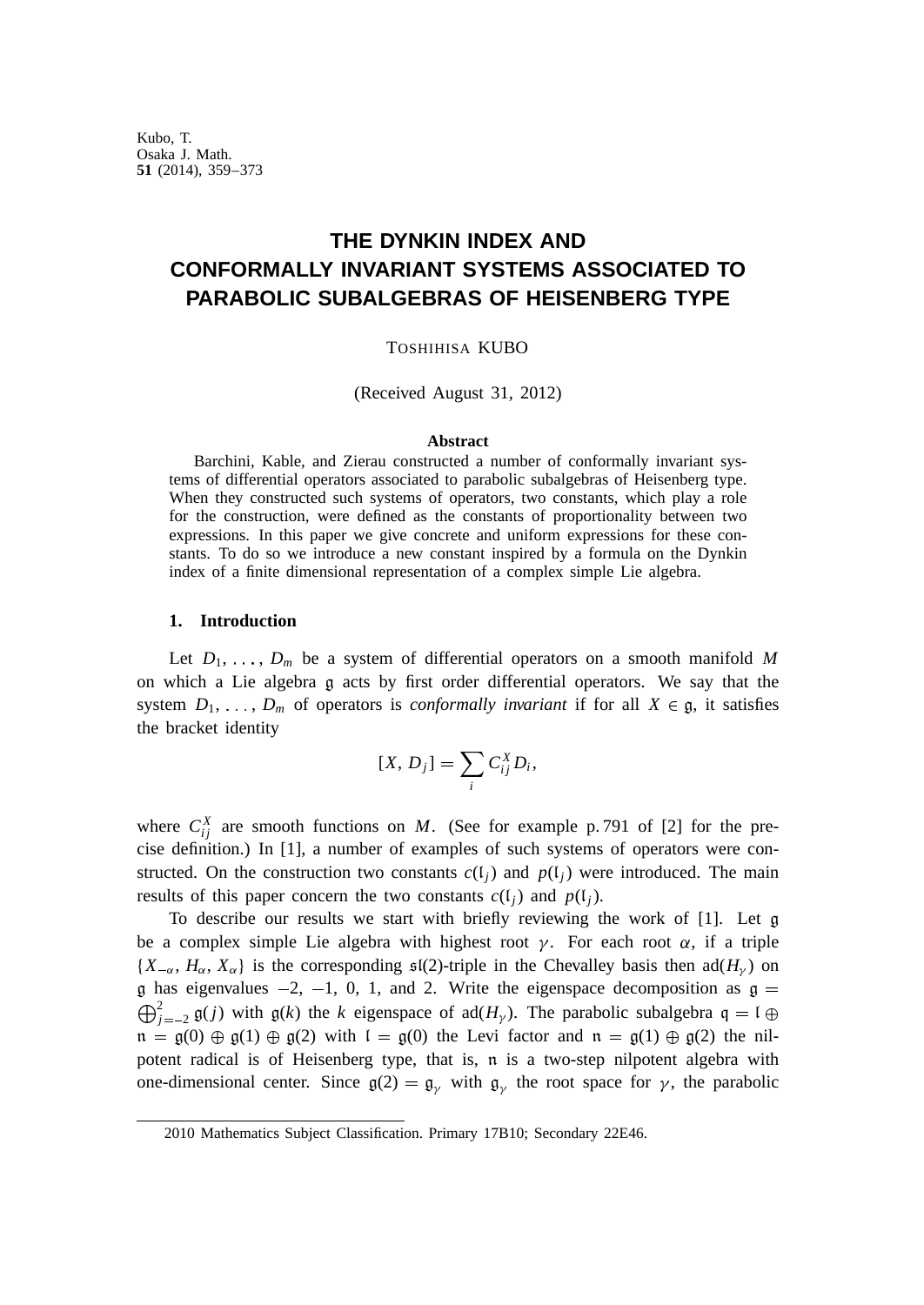Kubo, T.
Osaka J. Math.
**51** (2014), 359–373

# THE DYNKIN INDEX AND CONFORMALLY INVARIANT SYSTEMS ASSOCIATED TO PARABOLIC SUBALGEBRAS OF HEISENBERG TYPE

TOSHIHISA KUBO

(Received August 31, 2012)

**Abstract**

Barchini, Kable, and Zierau constructed a number of conformally invariant systems of differential operators associated to parabolic subalgebras of Heisenberg type. When they constructed such systems of operators, two constants, which play a role for the construction, were defined as the constants of proportionality between two expressions. In this paper we give concrete and uniform expressions for these constants. To do so we introduce a new constant inspired by a formula on the Dynkin index of a finite dimensional representation of a complex simple Lie algebra.

## 1. Introduction

Let $D_1, \ldots, D_m$ be a system of differential operators on a smooth manifold $M$ on which a Lie algebra $\mathfrak{g}$ acts by first order differential operators. We say that the system $D_1, \ldots, D_m$ of operators is *conformally invariant* if for all $X \in \mathfrak{g}$, it satisfies the bracket identity

$$[X, D_j] = \sum_i C_{ij}^X D_i,$$

where $C_{ij}^X$ are smooth functions on $M$. (See for example p. 791 of [2] for the precise definition.) In [1], a number of examples of such systems of operators were constructed. On the construction two constants $c(\mathfrak{l}_j)$ and $p(\mathfrak{l}_j)$ were introduced. The main results of this paper concern the two constants $c(\mathfrak{l}_j)$ and $p(\mathfrak{l}_j)$.

To describe our results we start with briefly reviewing the work of [1]. Let $\mathfrak{g}$ be a complex simple Lie algebra with highest root $\gamma$. For each root $\alpha$, if a triple $\{X_{-\alpha}, H_\alpha, X_\alpha\}$ is the corresponding $\mathfrak{sl}(2)$-triple in the Chevalley basis then $\mathrm{ad}(H_\gamma)$ on $\mathfrak{g}$ has eigenvalues $-2$, $-1$, $0$, $1$, and $2$. Write the eigenspace decomposition as $\mathfrak{g} = \bigoplus_{j=-2}^{2} \mathfrak{g}(j)$ with $\mathfrak{g}(k)$ the $k$ eigenspace of $\mathrm{ad}(H_\gamma)$. The parabolic subalgebra $\mathfrak{q} = \mathfrak{l} \oplus \mathfrak{n} = \mathfrak{g}(0) \oplus \mathfrak{g}(1) \oplus \mathfrak{g}(2)$ with $\mathfrak{l} = \mathfrak{g}(0)$ the Levi factor and $\mathfrak{n} = \mathfrak{g}(1) \oplus \mathfrak{g}(2)$ the nilpotent radical is of Heisenberg type, that is, $\mathfrak{n}$ is a two-step nilpotent algebra with one-dimensional center. Since $\mathfrak{g}(2) = \mathfrak{g}_\gamma$ with $\mathfrak{g}_\gamma$ the root space for $\gamma$, the parabolic

2010 Mathematics Subject Classification. Primary 17B10; Secondary 22E46.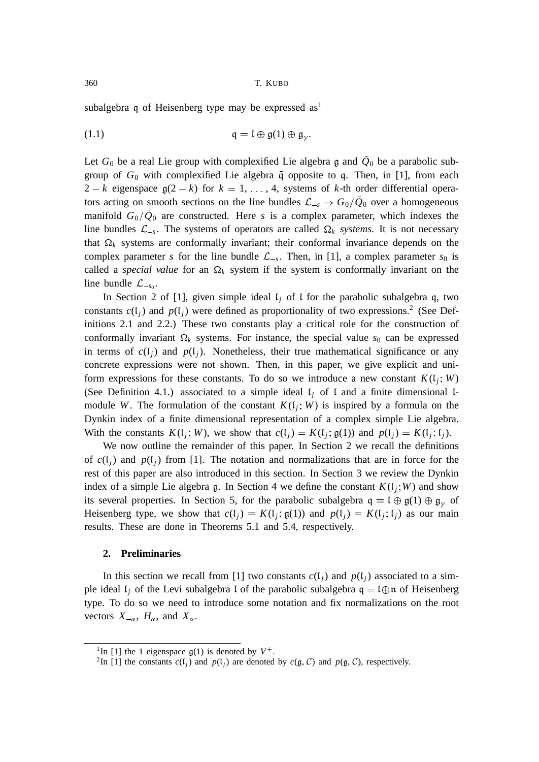subalgebra $\mathfrak{q}$ of Heisenberg type may be expressed as[1]

$$\mathfrak{q} = \mathfrak{l} \oplus \mathfrak{g}(1) \oplus \mathfrak{g}_\gamma. \tag{1.1}$$

Let $G_0$ be a real Lie group with complexified Lie algebra $\mathfrak{g}$ and $\bar{Q}_0$ be a parabolic subgroup of $G_0$ with complexified Lie algebra $\bar{\mathfrak{q}}$ opposite to $\mathfrak{q}$. Then, in [1], from each $2-k$ eigenspace $\mathfrak{g}(2-k)$ for $k = 1, \ldots, 4$, systems of $k$-th order differential operators acting on smooth sections on the line bundles $\mathcal{L}_{-s} \to G_0/\bar{Q}_0$ over a homogeneous manifold $G_0/\bar{Q}_0$ are constructed. Here $s$ is a complex parameter, which indexes the line bundles $\mathcal{L}_{-s}$. The systems of operators are called $\Omega_k$ *systems*. It is not necessary that $\Omega_k$ systems are conformally invariant; their conformal invariance depends on the complex parameter $s$ for the line bundle $\mathcal{L}_{-s}$. Then, in [1], a complex parameter $s_0$ is called a *special value* for an $\Omega_k$ system if the system is conformally invariant on the line bundle $\mathcal{L}_{-s_0}$.

In Section 2 of [1], given simple ideal $\mathfrak{l}_j$ of $\mathfrak{l}$ for the parabolic subalgebra $\mathfrak{q}$, two constants $c(\mathfrak{l}_j)$ and $p(\mathfrak{l}_j)$ were defined as proportionality of two expressions.[2] (See Definitions 2.1 and 2.2.) These two constants play a critical role for the construction of conformally invariant $\Omega_k$ systems. For instance, the special value $s_0$ can be expressed in terms of $c(\mathfrak{l}_j)$ and $p(\mathfrak{l}_j)$. Nonetheless, their true mathematical significance or any concrete expressions were not shown. Then, in this paper, we give explicit and uniform expressions for these constants. To do so we introduce a new constant $K(\mathfrak{l}_j; W)$ (See Definition 4.1.) associated to a simple ideal $\mathfrak{l}_j$ of $\mathfrak{l}$ and a finite dimensional $\mathfrak{l}$-module $W$. The formulation of the constant $K(\mathfrak{l}_j; W)$ is inspired by a formula on the Dynkin index of a finite dimensional representation of a complex simple Lie algebra. With the constants $K(\mathfrak{l}_j; W)$, we show that $c(\mathfrak{l}_j) = K(\mathfrak{l}_j; \mathfrak{g}(1))$ and $p(\mathfrak{l}_j) = K(\mathfrak{l}_j; \mathfrak{l}_j)$.

We now outline the remainder of this paper. In Section 2 we recall the definitions of $c(\mathfrak{l}_j)$ and $p(\mathfrak{l}_j)$ from [1]. The notation and normalizations that are in force for the rest of this paper are also introduced in this section. In Section 3 we review the Dynkin index of a simple Lie algebra $\mathfrak{g}$. In Section 4 we define the constant $K(\mathfrak{l}_j; W)$ and show its several properties. In Section 5, for the parabolic subalgebra $\mathfrak{q} = \mathfrak{l} \oplus \mathfrak{g}(1) \oplus \mathfrak{g}_\gamma$ of Heisenberg type, we show that $c(\mathfrak{l}_j) = K(\mathfrak{l}_j; \mathfrak{g}(1))$ and $p(\mathfrak{l}_j) = K(\mathfrak{l}_j; \mathfrak{l}_j)$ as our main results. These are done in Theorems 5.1 and 5.4, respectively.

## 2. Preliminaries

In this section we recall from [1] two constants $c(\mathfrak{l}_j)$ and $p(\mathfrak{l}_j)$ associated to a simple ideal $\mathfrak{l}_j$ of the Levi subalgebra $\mathfrak{l}$ of the parabolic subalgebra $\mathfrak{q} = \mathfrak{l} \oplus \mathfrak{n}$ of Heisenberg type. To do so we need to introduce some notation and fix normalizations on the root vectors $X_{-\alpha}$, $H_\alpha$, and $X_\alpha$.

---

[1] In [1] the 1 eigenspace $\mathfrak{g}(1)$ is denoted by $V^+$.

[2] In [1] the constants $c(\mathfrak{l}_j)$ and $p(\mathfrak{l}_j)$ are denoted by $c(\mathfrak{g}, \mathcal{C})$ and $p(\mathfrak{g}, \mathcal{C})$, respectively.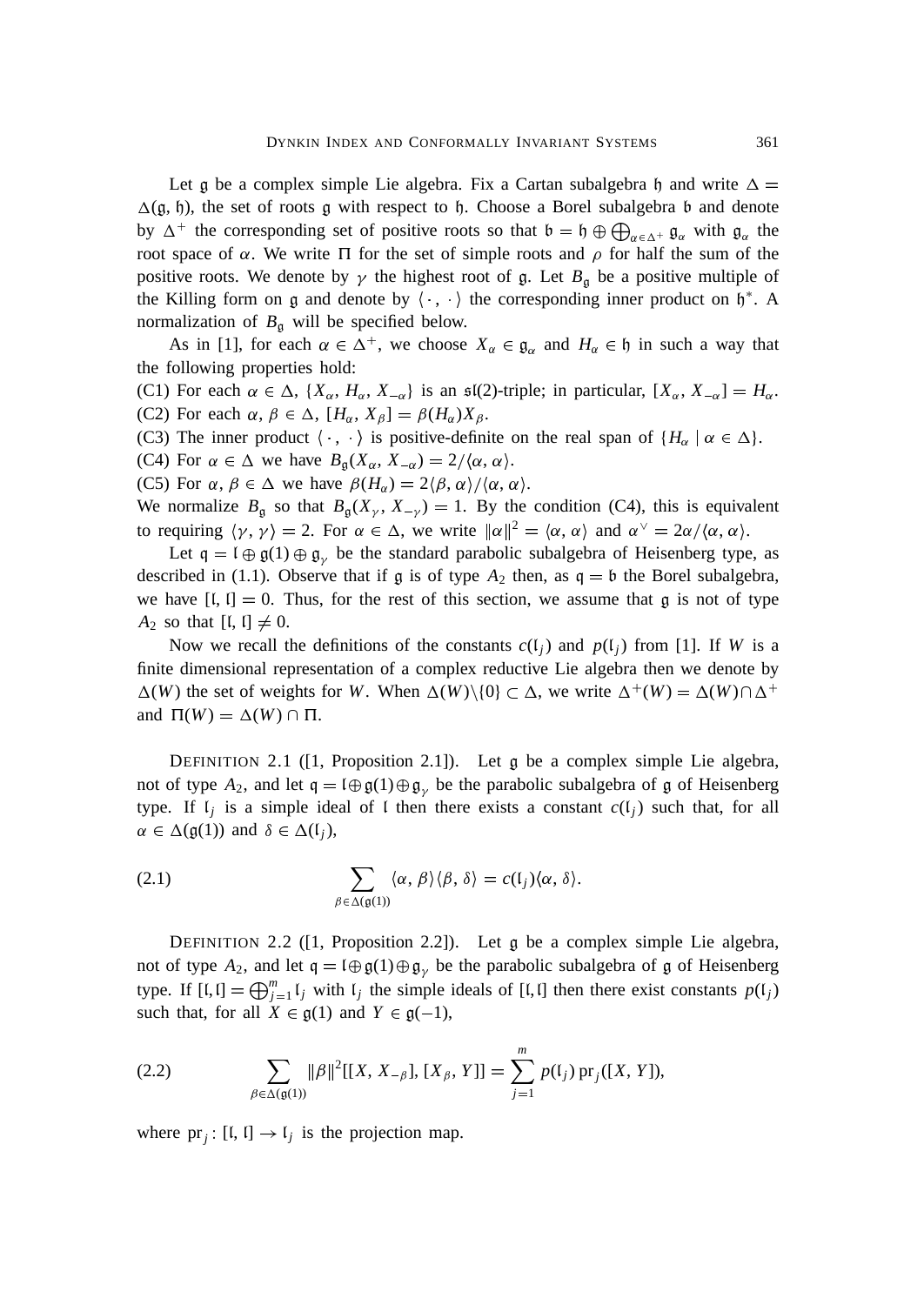Let $\mathfrak{g}$ be a complex simple Lie algebra. Fix a Cartan subalgebra $\mathfrak{h}$ and write $\Delta = \Delta(\mathfrak{g}, \mathfrak{h})$, the set of roots $\mathfrak{g}$ with respect to $\mathfrak{h}$. Choose a Borel subalgebra $\mathfrak{b}$ and denote by $\Delta^+$ the corresponding set of positive roots so that $\mathfrak{b} = \mathfrak{h} \oplus \bigoplus_{\alpha \in \Delta^+} \mathfrak{g}_\alpha$ with $\mathfrak{g}_\alpha$ the root space of $\alpha$. We write $\Pi$ for the set of simple roots and $\rho$ for half the sum of the positive roots. We denote by $\gamma$ the highest root of $\mathfrak{g}$. Let $B_\mathfrak{g}$ be a positive multiple of the Killing form on $\mathfrak{g}$ and denote by $\langle \cdot, \cdot \rangle$ the corresponding inner product on $\mathfrak{h}^*$. A normalization of $B_\mathfrak{g}$ will be specified below.

As in [1], for each $\alpha \in \Delta^+$, we choose $X_\alpha \in \mathfrak{g}_\alpha$ and $H_\alpha \in \mathfrak{h}$ in such a way that the following properties hold:

(C1) For each $\alpha \in \Delta$, $\{X_\alpha, H_\alpha, X_{-\alpha}\}$ is an $\mathfrak{sl}(2)$-triple; in particular, $[X_\alpha, X_{-\alpha}] = H_\alpha$.

(C2) For each $\alpha, \beta \in \Delta$, $[H_\alpha, X_\beta] = \beta(H_\alpha) X_\beta$.

(C3) The inner product $\langle \cdot, \cdot \rangle$ is positive-definite on the real span of $\{H_\alpha \mid \alpha \in \Delta\}$.

(C4) For $\alpha \in \Delta$ we have $B_\mathfrak{g}(X_\alpha, X_{-\alpha}) = 2/\langle \alpha, \alpha \rangle$.

(C5) For $\alpha, \beta \in \Delta$ we have $\beta(H_\alpha) = 2\langle \beta, \alpha \rangle / \langle \alpha, \alpha \rangle$.

We normalize $B_\mathfrak{g}$ so that $B_\mathfrak{g}(X_\gamma, X_{-\gamma}) = 1$. By the condition (C4), this is equivalent to requiring $\langle \gamma, \gamma \rangle = 2$. For $\alpha \in \Delta$, we write $\|\alpha\|^2 = \langle \alpha, \alpha \rangle$ and $\alpha^\vee = 2\alpha / \langle \alpha, \alpha \rangle$.

Let $\mathfrak{q} = \mathfrak{l} \oplus \mathfrak{g}(1) \oplus \mathfrak{g}_\gamma$ be the standard parabolic subalgebra of Heisenberg type, as described in (1.1). Observe that if $\mathfrak{g}$ is of type $A_2$ then, as $\mathfrak{q} = \mathfrak{b}$ the Borel subalgebra, we have $[\mathfrak{l}, \mathfrak{l}] = 0$. Thus, for the rest of this section, we assume that $\mathfrak{g}$ is not of type $A_2$ so that $[\mathfrak{l}, \mathfrak{l}] \neq 0$.

Now we recall the definitions of the constants $c(\mathfrak{l}_j)$ and $p(\mathfrak{l}_j)$ from [1]. If $W$ is a finite dimensional representation of a complex reductive Lie algebra then we denote by $\Delta(W)$ the set of weights for $W$. When $\Delta(W) \backslash \{0\} \subset \Delta$, we write $\Delta^+(W) = \Delta(W) \cap \Delta^+$ and $\Pi(W) = \Delta(W) \cap \Pi$.

DEFINITION 2.1 ([1, Proposition 2.1]). Let $\mathfrak{g}$ be a complex simple Lie algebra, not of type $A_2$, and let $\mathfrak{q} = \mathfrak{l} \oplus \mathfrak{g}(1) \oplus \mathfrak{g}_\gamma$ be the parabolic subalgebra of $\mathfrak{g}$ of Heisenberg type. If $\mathfrak{l}_j$ is a simple ideal of $\mathfrak{l}$ then there exists a constant $c(\mathfrak{l}_j)$ such that, for all $\alpha \in \Delta(\mathfrak{g}(1))$ and $\delta \in \Delta(\mathfrak{l}_j)$,

$$\sum_{\beta \in \Delta(\mathfrak{g}(1))} \langle \alpha, \beta \rangle \langle \beta, \delta \rangle = c(\mathfrak{l}_j) \langle \alpha, \delta \rangle. \tag{2.1}$$

DEFINITION 2.2 ([1, Proposition 2.2]). Let $\mathfrak{g}$ be a complex simple Lie algebra, not of type $A_2$, and let $\mathfrak{q} = \mathfrak{l} \oplus \mathfrak{g}(1) \oplus \mathfrak{g}_\gamma$ be the parabolic subalgebra of $\mathfrak{g}$ of Heisenberg type. If $[\mathfrak{l}, \mathfrak{l}] = \bigoplus_{j=1}^m \mathfrak{l}_j$ with $\mathfrak{l}_j$ the simple ideals of $[\mathfrak{l}, \mathfrak{l}]$ then there exist constants $p(\mathfrak{l}_j)$ such that, for all $X \in \mathfrak{g}(1)$ and $Y \in \mathfrak{g}(-1)$,

$$\sum_{\beta \in \Delta(\mathfrak{g}(1))} \|\beta\|^2 [[X, X_{-\beta}], [X_\beta, Y]] = \sum_{j=1}^m p(\mathfrak{l}_j) \operatorname{pr}_j([X, Y]), \tag{2.2}$$

where $\operatorname{pr}_j : [\mathfrak{l}, \mathfrak{l}] \to \mathfrak{l}_j$ is the projection map.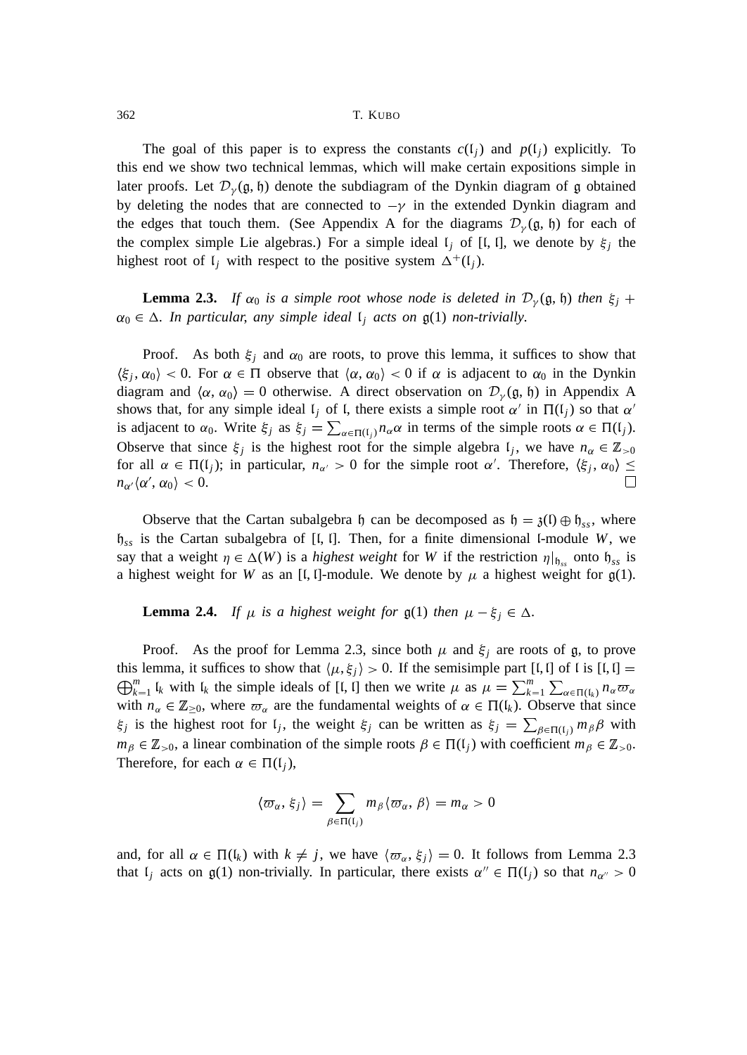The goal of this paper is to express the constants $c(\mathfrak{l}_j)$ and $p(\mathfrak{l}_j)$ explicitly. To this end we show two technical lemmas, which will make certain expositions simple in later proofs. Let $\mathcal{D}_\gamma(\mathfrak{g}, \mathfrak{h})$ denote the subdiagram of the Dynkin diagram of $\mathfrak{g}$ obtained by deleting the nodes that are connected to $-\gamma$ in the extended Dynkin diagram and the edges that touch them. (See Appendix A for the diagrams $\mathcal{D}_\gamma(\mathfrak{g}, \mathfrak{h})$ for each of the complex simple Lie algebras.) For a simple ideal $\mathfrak{l}_j$ of $[\mathfrak{l}, \mathfrak{l}]$, we denote by $\xi_j$ the highest root of $\mathfrak{l}_j$ with respect to the positive system $\Delta^+(\mathfrak{l}_j)$.

**Lemma 2.3.** *If $\alpha_0$ is a simple root whose node is deleted in $\mathcal{D}_\gamma(\mathfrak{g}, \mathfrak{h})$ then $\xi_j + \alpha_0 \in \Delta$. In particular, any simple ideal $\mathfrak{l}_j$ acts on $\mathfrak{g}(1)$ non-trivially.*

Proof. As both $\xi_j$ and $\alpha_0$ are roots, to prove this lemma, it suffices to show that $\langle \xi_j, \alpha_0 \rangle < 0$. For $\alpha \in \Pi$ observe that $\langle \alpha, \alpha_0 \rangle < 0$ if $\alpha$ is adjacent to $\alpha_0$ in the Dynkin diagram and $\langle \alpha, \alpha_0 \rangle = 0$ otherwise. A direct observation on $\mathcal{D}_\gamma(\mathfrak{g}, \mathfrak{h})$ in Appendix A shows that, for any simple ideal $\mathfrak{l}_j$ of $\mathfrak{l}$, there exists a simple root $\alpha'$ in $\Pi(\mathfrak{l}_j)$ so that $\alpha'$ is adjacent to $\alpha_0$. Write $\xi_j$ as $\xi_j = \sum_{\alpha \in \Pi(\mathfrak{l}_j)} n_\alpha \alpha$ in terms of the simple roots $\alpha \in \Pi(\mathfrak{l}_j)$. Observe that since $\xi_j$ is the highest root for the simple algebra $\mathfrak{l}_j$, we have $n_\alpha \in \mathbb{Z}_{>0}$ for all $\alpha \in \Pi(\mathfrak{l}_j)$; in particular, $n_{\alpha'} > 0$ for the simple root $\alpha'$. Therefore, $\langle \xi_j, \alpha_0 \rangle \leq n_{\alpha'} \langle \alpha', \alpha_0 \rangle < 0$. $\square$

Observe that the Cartan subalgebra $\mathfrak{h}$ can be decomposed as $\mathfrak{h} = \mathfrak{z}(\mathfrak{l}) \oplus \mathfrak{h}_{ss}$, where $\mathfrak{h}_{ss}$ is the Cartan subalgebra of $[\mathfrak{l}, \mathfrak{l}]$. Then, for a finite dimensional $\mathfrak{l}$-module $W$, we say that a weight $\eta \in \Delta(W)$ is a *highest weight* for $W$ if the restriction $\eta|_{\mathfrak{h}_{ss}}$ onto $\mathfrak{h}_{ss}$ is a highest weight for $W$ as an $[\mathfrak{l}, \mathfrak{l}]$-module. We denote by $\mu$ a highest weight for $\mathfrak{g}(1)$.

**Lemma 2.4.** *If $\mu$ is a highest weight for $\mathfrak{g}(1)$ then $\mu - \xi_j \in \Delta$.*

Proof. As the proof for Lemma 2.3, since both $\mu$ and $\xi_j$ are roots of $\mathfrak{g}$, to prove this lemma, it suffices to show that $\langle \mu, \xi_j \rangle > 0$. If the semisimple part $[\mathfrak{l}, \mathfrak{l}]$ of $\mathfrak{l}$ is $[\mathfrak{l}, \mathfrak{l}] = \bigoplus_{k=1}^m \mathfrak{l}_k$ with $\mathfrak{l}_k$ the simple ideals of $[\mathfrak{l}, \mathfrak{l}]$ then we write $\mu$ as $\mu = \sum_{k=1}^m \sum_{\alpha \in \Pi(\mathfrak{l}_k)} n_\alpha \varpi_\alpha$ with $n_\alpha \in \mathbb{Z}_{\geq 0}$, where $\varpi_\alpha$ are the fundamental weights of $\alpha \in \Pi(\mathfrak{l}_k)$. Observe that since $\xi_j$ is the highest root for $\mathfrak{l}_j$, the weight $\xi_j$ can be written as $\xi_j = \sum_{\beta \in \Pi(\mathfrak{l}_j)} m_\beta \beta$ with $m_\beta \in \mathbb{Z}_{>0}$, a linear combination of the simple roots $\beta \in \Pi(\mathfrak{l}_j)$ with coefficient $m_\beta \in \mathbb{Z}_{>0}$. Therefore, for each $\alpha \in \Pi(\mathfrak{l}_j)$,

$$\langle \varpi_\alpha, \xi_j \rangle = \sum_{\beta \in \Pi(\mathfrak{l}_j)} m_\beta \langle \varpi_\alpha, \beta \rangle = m_\alpha > 0$$

and, for all $\alpha \in \Pi(\mathfrak{l}_k)$ with $k \neq j$, we have $\langle \varpi_\alpha, \xi_j \rangle = 0$. It follows from Lemma 2.3 that $\mathfrak{l}_j$ acts on $\mathfrak{g}(1)$ non-trivially. In particular, there exists $\alpha'' \in \Pi(\mathfrak{l}_j)$ so that $n_{\alpha''} > 0$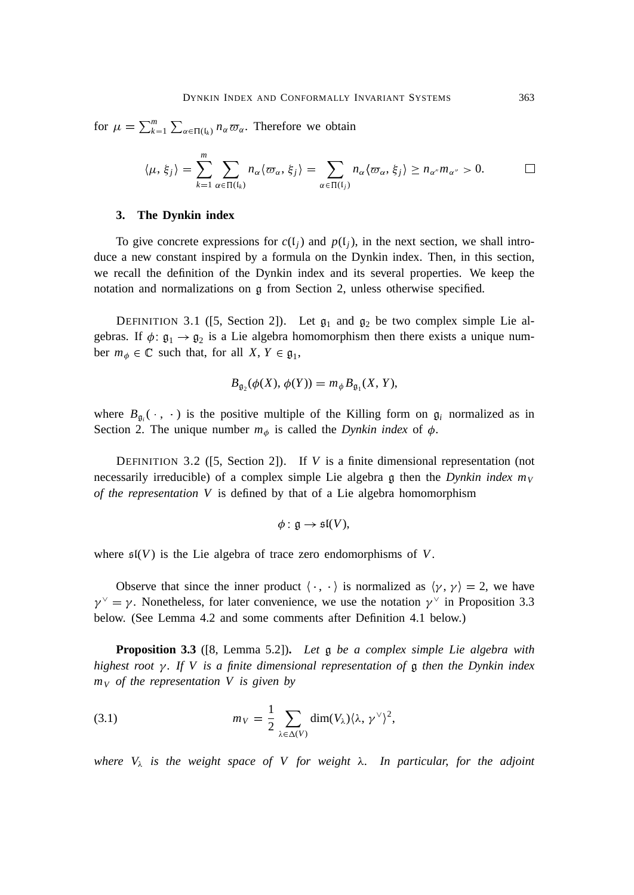for $\mu = \sum_{k=1}^{m} \sum_{\alpha \in \Pi(\mathfrak{l}_k)} n_\alpha \varpi_\alpha$. Therefore we obtain

$$\langle \mu, \xi_j \rangle = \sum_{k=1}^{m} \sum_{\alpha \in \Pi(\mathfrak{l}_k)} n_\alpha \langle \varpi_\alpha, \xi_j \rangle = \sum_{\alpha \in \Pi(\mathfrak{l}_j)} n_\alpha \langle \varpi_\alpha, \xi_j \rangle \geq n_{\alpha''} m_{\alpha''} > 0. \qquad \square$$

## 3. The Dynkin index

To give concrete expressions for $c(\mathfrak{l}_j)$ and $p(\mathfrak{l}_j)$, in the next section, we shall introduce a new constant inspired by a formula on the Dynkin index. Then, in this section, we recall the definition of the Dynkin index and its several properties. We keep the notation and normalizations on $\mathfrak{g}$ from Section 2, unless otherwise specified.

DEFINITION 3.1 ([5, Section 2]). Let $\mathfrak{g}_1$ and $\mathfrak{g}_2$ be two complex simple Lie algebras. If $\phi \colon \mathfrak{g}_1 \to \mathfrak{g}_2$ is a Lie algebra homomorphism then there exists a unique number $m_\phi \in \mathbb{C}$ such that, for all $X, Y \in \mathfrak{g}_1$,

$$B_{\mathfrak{g}_2}(\phi(X), \phi(Y)) = m_\phi B_{\mathfrak{g}_1}(X, Y),$$

where $B_{\mathfrak{g}_i}(\,\cdot\,,\,\cdot\,)$ is the positive multiple of the Killing form on $\mathfrak{g}_i$ normalized as in Section 2. The unique number $m_\phi$ is called the *Dynkin index* of $\phi$.

DEFINITION 3.2 ([5, Section 2]). If $V$ is a finite dimensional representation (not necessarily irreducible) of a complex simple Lie algebra $\mathfrak{g}$ then the *Dynkin index $m_V$ of the representation $V$* is defined by that of a Lie algebra homomorphism

$$\phi \colon \mathfrak{g} \to \mathfrak{sl}(V),$$

where $\mathfrak{sl}(V)$ is the Lie algebra of trace zero endomorphisms of $V$.

Observe that since the inner product $\langle \cdot, \cdot \rangle$ is normalized as $\langle \gamma, \gamma \rangle = 2$, we have $\gamma^\vee = \gamma$. Nonetheless, for later convenience, we use the notation $\gamma^\vee$ in Proposition 3.3 below. (See Lemma 4.2 and some comments after Definition 4.1 below.)

**Proposition 3.3** ([8, Lemma 5.2])**.** *Let $\mathfrak{g}$ be a complex simple Lie algebra with highest root $\gamma$. If $V$ is a finite dimensional representation of $\mathfrak{g}$ then the Dynkin index $m_V$ of the representation $V$ is given by*

$$m_V = \frac{1}{2} \sum_{\lambda \in \Delta(V)} \dim(V_\lambda) \langle \lambda, \gamma^\vee \rangle^2, \tag{3.1}$$

*where $V_\lambda$ is the weight space of $V$ for weight $\lambda$. In particular, for the adjoint*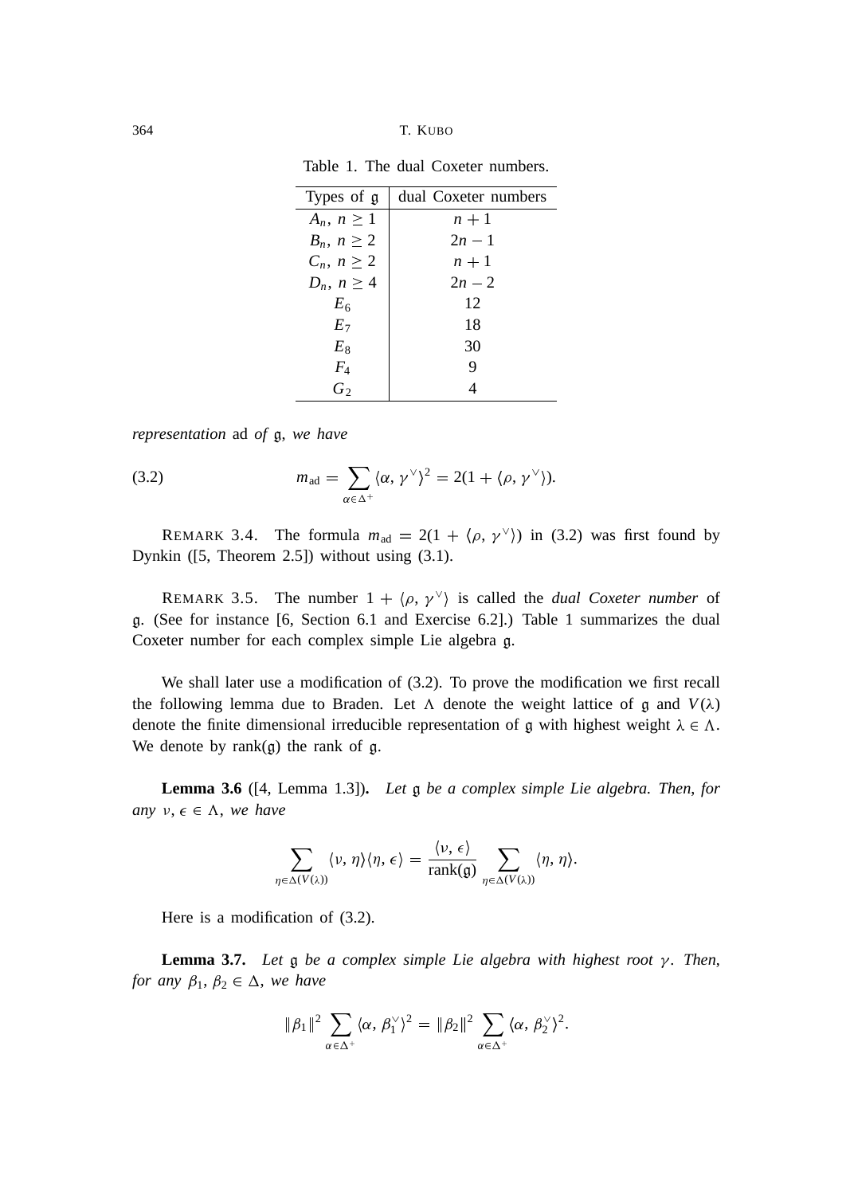Table 1. The dual Coxeter numbers.

| Types of $\mathfrak{g}$ | dual Coxeter numbers |
|---|---|
| $A_n,\ n \geq 1$ | $n+1$ |
| $B_n,\ n \geq 2$ | $2n-1$ |
| $C_n,\ n \geq 2$ | $n+1$ |
| $D_n,\ n \geq 4$ | $2n-2$ |
| $E_6$ | 12 |
| $E_7$ | 18 |
| $E_8$ | 30 |
| $F_4$ | 9 |
| $G_2$ | 4 |

*representation* ad *of* $\mathfrak{g}$, *we have*

$$m_{\mathrm{ad}} = \sum_{\alpha \in \Delta^+} \langle \alpha, \gamma^\vee \rangle^2 = 2(1 + \langle \rho, \gamma^\vee \rangle). \tag{3.2}$$

REMARK 3.4. The formula $m_{\mathrm{ad}} = 2(1 + \langle \rho, \gamma^\vee \rangle)$ in (3.2) was first found by Dynkin ([5, Theorem 2.5]) without using (3.1).

REMARK 3.5. The number $1 + \langle \rho, \gamma^\vee \rangle$ is called the *dual Coxeter number* of $\mathfrak{g}$. (See for instance [6, Section 6.1 and Exercise 6.2].) Table 1 summarizes the dual Coxeter number for each complex simple Lie algebra $\mathfrak{g}$.

We shall later use a modification of (3.2). To prove the modification we first recall the following lemma due to Braden. Let $\Lambda$ denote the weight lattice of $\mathfrak{g}$ and $V(\lambda)$ denote the finite dimensional irreducible representation of $\mathfrak{g}$ with highest weight $\lambda \in \Lambda$. We denote by $\mathrm{rank}(\mathfrak{g})$ the rank of $\mathfrak{g}$.

**Lemma 3.6** ([4, Lemma 1.3]). *Let* $\mathfrak{g}$ *be a complex simple Lie algebra. Then, for any* $\nu, \epsilon \in \Lambda$, *we have*

$$\sum_{\eta \in \Delta(V(\lambda))} \langle \nu, \eta \rangle \langle \eta, \epsilon \rangle = \frac{\langle \nu, \epsilon \rangle}{\mathrm{rank}(\mathfrak{g})} \sum_{\eta \in \Delta(V(\lambda))} \langle \eta, \eta \rangle.$$

Here is a modification of (3.2).

**Lemma 3.7.** *Let* $\mathfrak{g}$ *be a complex simple Lie algebra with highest root* $\gamma$. *Then, for any* $\beta_1, \beta_2 \in \Delta$, *we have*

$$\|\beta_1\|^2 \sum_{\alpha \in \Delta^+} \langle \alpha, \beta_1^\vee \rangle^2 = \|\beta_2\|^2 \sum_{\alpha \in \Delta^+} \langle \alpha, \beta_2^\vee \rangle^2.$$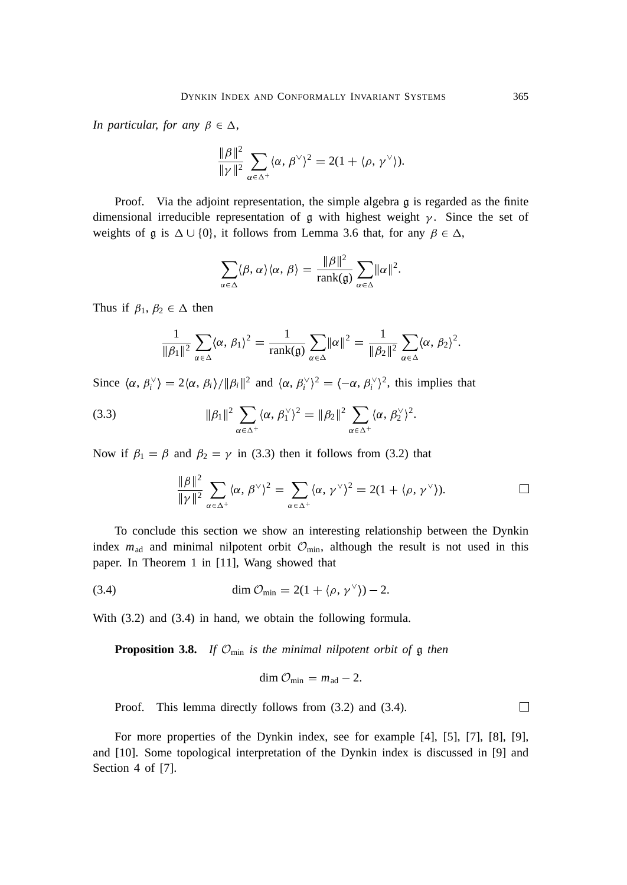*In particular, for any* $\beta \in \Delta$,

$$\frac{\|\beta\|^2}{\|\gamma\|^2} \sum_{\alpha \in \Delta^+} \langle \alpha, \beta^\vee \rangle^2 = 2(1 + \langle \rho, \gamma^\vee \rangle).$$

Proof. Via the adjoint representation, the simple algebra $\mathfrak{g}$ is regarded as the finite dimensional irreducible representation of $\mathfrak{g}$ with highest weight $\gamma$. Since the set of weights of $\mathfrak{g}$ is $\Delta \cup \{0\}$, it follows from Lemma 3.6 that, for any $\beta \in \Delta$,

$$\sum_{\alpha \in \Delta} \langle \beta, \alpha \rangle \langle \alpha, \beta \rangle = \frac{\|\beta\|^2}{\operatorname{rank}(\mathfrak{g})} \sum_{\alpha \in \Delta} \|\alpha\|^2.$$

Thus if $\beta_1, \beta_2 \in \Delta$ then

$$\frac{1}{\|\beta_1\|^2} \sum_{\alpha \in \Delta} \langle \alpha, \beta_1 \rangle^2 = \frac{1}{\operatorname{rank}(\mathfrak{g})} \sum_{\alpha \in \Delta} \|\alpha\|^2 = \frac{1}{\|\beta_2\|^2} \sum_{\alpha \in \Delta} \langle \alpha, \beta_2 \rangle^2.$$

Since $\langle \alpha, \beta_i^\vee \rangle = 2\langle \alpha, \beta_i \rangle / \|\beta_i\|^2$ and $\langle \alpha, \beta_i^\vee \rangle^2 = \langle -\alpha, \beta_i^\vee \rangle^2$, this implies that

$$\|\beta_1\|^2 \sum_{\alpha \in \Delta^+} \langle \alpha, \beta_1^\vee \rangle^2 = \|\beta_2\|^2 \sum_{\alpha \in \Delta^+} \langle \alpha, \beta_2^\vee \rangle^2. \tag{3.3}$$

Now if $\beta_1 = \beta$ and $\beta_2 = \gamma$ in (3.3) then it follows from (3.2) that

$$\frac{\|\beta\|^2}{\|\gamma\|^2} \sum_{\alpha \in \Delta^+} \langle \alpha, \beta^\vee \rangle^2 = \sum_{\alpha \in \Delta^+} \langle \alpha, \gamma^\vee \rangle^2 = 2(1 + \langle \rho, \gamma^\vee \rangle). \qquad \square$$

To conclude this section we show an interesting relationship between the Dynkin index $m_{\mathrm{ad}}$ and minimal nilpotent orbit $\mathcal{O}_{\min}$, although the result is not used in this paper. In Theorem 1 in [11], Wang showed that

$$\dim \mathcal{O}_{\min} = 2(1 + \langle \rho, \gamma^\vee \rangle) - 2. \tag{3.4}$$

With (3.2) and (3.4) in hand, we obtain the following formula.

**Proposition 3.8.** *If* $\mathcal{O}_{\min}$ *is the minimal nilpotent orbit of* $\mathfrak{g}$ *then*

$$\dim \mathcal{O}_{\min} = m_{\mathrm{ad}} - 2.$$

Proof. This lemma directly follows from (3.2) and (3.4). $\square$

For more properties of the Dynkin index, see for example [4], [5], [7], [8], [9], and [10]. Some topological interpretation of the Dynkin index is discussed in [9] and Section 4 of [7].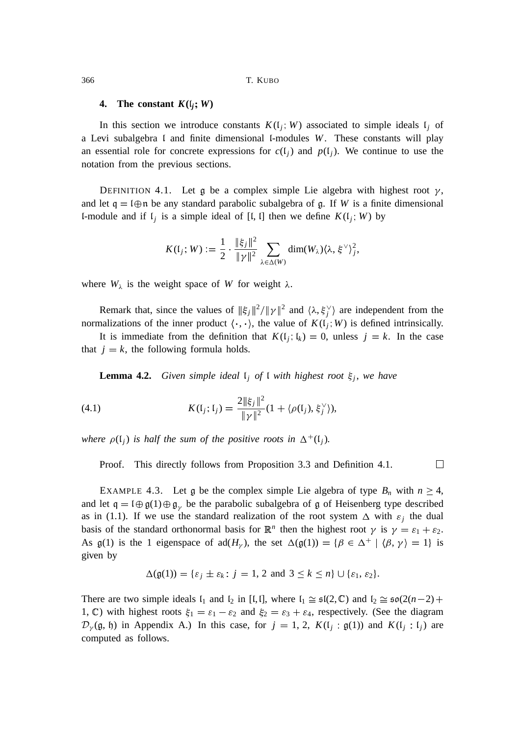## 4. The constant $K(\mathfrak{l}_j; W)$

In this section we introduce constants $K(\mathfrak{l}_j; W)$ associated to simple ideals $\mathfrak{l}_j$ of a Levi subalgebra $\mathfrak{l}$ and finite dimensional $\mathfrak{l}$-modules $W$. These constants will play an essential role for concrete expressions for $c(\mathfrak{l}_j)$ and $p(\mathfrak{l}_j)$. We continue to use the notation from the previous sections.

DEFINITION 4.1. Let $\mathfrak{g}$ be a complex simple Lie algebra with highest root $\gamma$, and let $\mathfrak{q} = \mathfrak{l} \oplus \mathfrak{n}$ be any standard parabolic subalgebra of $\mathfrak{g}$. If $W$ is a finite dimensional $\mathfrak{l}$-module and if $\mathfrak{l}_j$ is a simple ideal of $[\mathfrak{l}, \mathfrak{l}]$ then we define $K(\mathfrak{l}_j; W)$ by

$$K(\mathfrak{l}_j; W) := \frac{1}{2} \cdot \frac{\|\xi_j\|^2}{\|\gamma\|^2} \sum_{\lambda \in \Delta(W)} \dim(W_\lambda) \langle \lambda, \xi^\vee \rangle_j^2,$$

where $W_\lambda$ is the weight space of $W$ for weight $\lambda$.

Remark that, since the values of $\|\xi_j\|^2/\|\gamma\|^2$ and $\langle \lambda, \xi_j^\vee \rangle$ are independent from the normalizations of the inner product $\langle \cdot, \cdot \rangle$, the value of $K(\mathfrak{l}_j; W)$ is defined intrinsically.

It is immediate from the definition that $K(\mathfrak{l}_j; \mathfrak{l}_k) = 0$, unless $j = k$. In the case that $j = k$, the following formula holds.

**Lemma 4.2.** *Given simple ideal $\mathfrak{l}_j$ of $\mathfrak{l}$ with highest root $\xi_j$, we have*

$$K(\mathfrak{l}_j; \mathfrak{l}_j) = \frac{2\|\xi_j\|^2}{\|\gamma\|^2}(1 + \langle \rho(\mathfrak{l}_j), \xi_j^\vee \rangle), \tag{4.1}$$

*where $\rho(\mathfrak{l}_j)$ is half the sum of the positive roots in $\Delta^+(\mathfrak{l}_j)$.*

Proof. This directly follows from Proposition 3.3 and Definition 4.1. $\square$

EXAMPLE 4.3. Let $\mathfrak{g}$ be the complex simple Lie algebra of type $B_n$ with $n \geq 4$, and let $\mathfrak{q} = \mathfrak{l} \oplus \mathfrak{g}(1) \oplus \mathfrak{g}_\gamma$ be the parabolic subalgebra of $\mathfrak{g}$ of Heisenberg type described as in (1.1). If we use the standard realization of the root system $\Delta$ with $\varepsilon_j$ the dual basis of the standard orthonormal basis for $\mathbb{R}^n$ then the highest root $\gamma$ is $\gamma = \varepsilon_1 + \varepsilon_2$. As $\mathfrak{g}(1)$ is the 1 eigenspace of $\mathrm{ad}(H_\gamma)$, the set $\Delta(\mathfrak{g}(1)) = \{\beta \in \Delta^+ \mid \langle \beta, \gamma \rangle = 1\}$ is given by

$$\Delta(\mathfrak{g}(1)) = \{\varepsilon_j \pm \varepsilon_k : j = 1, 2 \text{ and } 3 \leq k \leq n\} \cup \{\varepsilon_1, \varepsilon_2\}.$$

There are two simple ideals $\mathfrak{l}_1$ and $\mathfrak{l}_2$ in $[\mathfrak{l}, \mathfrak{l}]$, where $\mathfrak{l}_1 \cong \mathfrak{sl}(2, \mathbb{C})$ and $\mathfrak{l}_2 \cong \mathfrak{so}(2(n-2)+1, \mathbb{C})$ with highest roots $\xi_1 = \varepsilon_1 - \varepsilon_2$ and $\xi_2 = \varepsilon_3 + \varepsilon_4$, respectively. (See the diagram $\mathcal{D}_\gamma(\mathfrak{g}, \mathfrak{h})$ in Appendix A.) In this case, for $j = 1, 2$, $K(\mathfrak{l}_j : \mathfrak{g}(1))$ and $K(\mathfrak{l}_j : \mathfrak{l}_j)$ are computed as follows.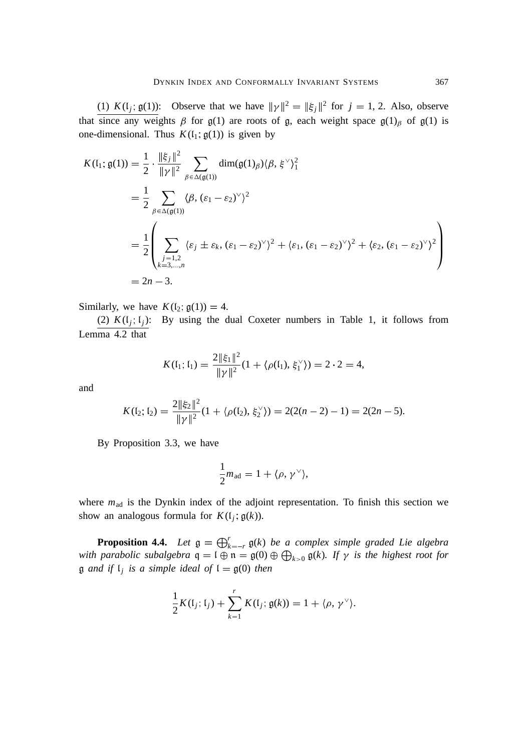<u>(1) $K(\mathfrak{l}_j;\mathfrak{g}(1))$:</u> Observe that we have $\|\gamma\|^2 = \|\xi_j\|^2$ for $j = 1, 2$. Also, observe that since any weights $\beta$ for $\mathfrak{g}(1)$ are roots of $\mathfrak{g}$, each weight space $\mathfrak{g}(1)_\beta$ of $\mathfrak{g}(1)$ is one-dimensional. Thus $K(\mathfrak{l}_1;\mathfrak{g}(1))$ is given by

$$
\begin{aligned}
K(\mathfrak{l}_1;\mathfrak{g}(1)) &= \frac{1}{2}\cdot\frac{\|\xi_j\|^2}{\|\gamma\|^2}\sum_{\beta\in\Delta(\mathfrak{g}(1))}\dim(\mathfrak{g}(1)_\beta)\langle\beta,\xi^\vee\rangle_1^2\\
&= \frac{1}{2}\sum_{\beta\in\Delta(\mathfrak{g}(1))}\langle\beta,(\varepsilon_1-\varepsilon_2)^\vee\rangle^2\\
&= \frac{1}{2}\left(\sum_{\substack{j=1,2\\k=3,\ldots,n}}\langle\varepsilon_j\pm\varepsilon_k,(\varepsilon_1-\varepsilon_2)^\vee\rangle^2+\langle\varepsilon_1,(\varepsilon_1-\varepsilon_2)^\vee\rangle^2+\langle\varepsilon_2,(\varepsilon_1-\varepsilon_2)^\vee\rangle^2\right)\\
&= 2n-3.
\end{aligned}
$$

Similarly, we have $K(\mathfrak{l}_2;\mathfrak{g}(1)) = 4$.

<u>(2) $K(\mathfrak{l}_j;\mathfrak{l}_j)$:</u> By using the dual Coxeter numbers in Table 1, it follows from Lemma 4.2 that

$$
K(\mathfrak{l}_1;\mathfrak{l}_1) = \frac{2\|\xi_1\|^2}{\|\gamma\|^2}(1+\langle\rho(\mathfrak{l}_1),\xi_1^\vee\rangle) = 2\cdot 2 = 4,
$$

and

$$
K(\mathfrak{l}_2;\mathfrak{l}_2) = \frac{2\|\xi_2\|^2}{\|\gamma\|^2}(1+\langle\rho(\mathfrak{l}_2),\xi_2^\vee\rangle) = 2(2(n-2)-1) = 2(2n-5).
$$

By Proposition 3.3, we have

$$
\frac{1}{2}m_{\text{ad}} = 1+\langle\rho,\gamma^\vee\rangle,
$$

where $m_{\text{ad}}$ is the Dynkin index of the adjoint representation. To finish this section we show an analogous formula for $K(\mathfrak{l}_j;\mathfrak{g}(k))$.

**Proposition 4.4.** *Let $\mathfrak{g} = \bigoplus_{k=-r}^{r}\mathfrak{g}(k)$ be a complex simple graded Lie algebra with parabolic subalgebra $\mathfrak{q} = \mathfrak{l}\oplus\mathfrak{n} = \mathfrak{g}(0)\oplus\bigoplus_{k>0}\mathfrak{g}(k)$. If $\gamma$ is the highest root for $\mathfrak{g}$ and if $\mathfrak{l}_j$ is a simple ideal of $\mathfrak{l} = \mathfrak{g}(0)$ then*

$$
\frac{1}{2}K(\mathfrak{l}_j;\mathfrak{l}_j)+\sum_{k=1}^{r}K(\mathfrak{l}_j;\mathfrak{g}(k)) = 1+\langle\rho,\gamma^\vee\rangle.
$$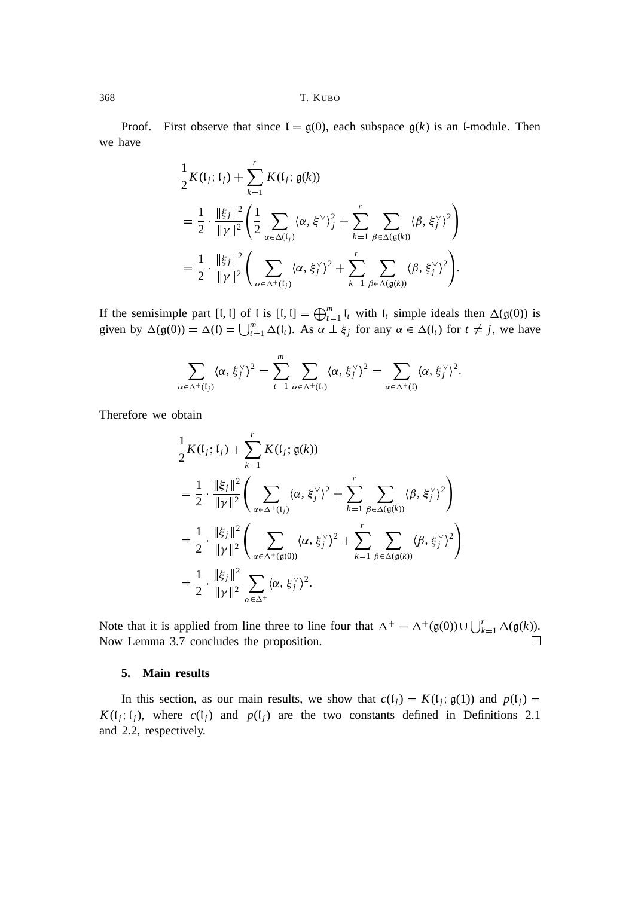Proof. First observe that since $\mathfrak{l} = \mathfrak{g}(0)$, each subspace $\mathfrak{g}(k)$ is an $\mathfrak{l}$-module. Then we have

$$
\begin{aligned}
&\frac{1}{2} K(\mathfrak{l}_j; \mathfrak{l}_j) + \sum_{k=1}^{r} K(\mathfrak{l}_j; \mathfrak{g}(k)) \\
&= \frac{1}{2} \cdot \frac{\|\xi_j\|^2}{\|\gamma\|^2} \left( \frac{1}{2} \sum_{\alpha \in \Delta(\mathfrak{l}_j)} \langle \alpha, \xi^\vee \rangle_j^2 + \sum_{k=1}^{r} \sum_{\beta \in \Delta(\mathfrak{g}(k))} \langle \beta, \xi_j^\vee \rangle^2 \right) \\
&= \frac{1}{2} \cdot \frac{\|\xi_j\|^2}{\|\gamma\|^2} \left( \sum_{\alpha \in \Delta^+(\mathfrak{l}_j)} \langle \alpha, \xi_j^\vee \rangle^2 + \sum_{k=1}^{r} \sum_{\beta \in \Delta(\mathfrak{g}(k))} \langle \beta, \xi_j^\vee \rangle^2 \right).
\end{aligned}
$$

If the semisimple part $[\mathfrak{l}, \mathfrak{l}]$ of $\mathfrak{l}$ is $[\mathfrak{l}, \mathfrak{l}] = \bigoplus_{t=1}^{m} \mathfrak{l}_t$ with $\mathfrak{l}_t$ simple ideals then $\Delta(\mathfrak{g}(0))$ is given by $\Delta(\mathfrak{g}(0)) = \Delta(\mathfrak{l}) = \bigcup_{t=1}^{m} \Delta(\mathfrak{l}_t)$. As $\alpha \perp \xi_j$ for any $\alpha \in \Delta(\mathfrak{l}_t)$ for $t \neq j$, we have

$$
\sum_{\alpha \in \Delta^+(\mathfrak{l}_j)} \langle \alpha, \xi_j^\vee \rangle^2 = \sum_{t=1}^{m} \sum_{\alpha \in \Delta^+(\mathfrak{l}_t)} \langle \alpha, \xi_j^\vee \rangle^2 = \sum_{\alpha \in \Delta^+(\mathfrak{l})} \langle \alpha, \xi_j^\vee \rangle^2.
$$

Therefore we obtain

$$
\begin{aligned}
&\frac{1}{2} K(\mathfrak{l}_j; \mathfrak{l}_j) + \sum_{k=1}^{r} K(\mathfrak{l}_j; \mathfrak{g}(k)) \\
&= \frac{1}{2} \cdot \frac{\|\xi_j\|^2}{\|\gamma\|^2} \left( \sum_{\alpha \in \Delta^+(\mathfrak{l}_j)} \langle \alpha, \xi_j^\vee \rangle^2 + \sum_{k=1}^{r} \sum_{\beta \in \Delta(\mathfrak{g}(k))} \langle \beta, \xi_j^\vee \rangle^2 \right) \\
&= \frac{1}{2} \cdot \frac{\|\xi_j\|^2}{\|\gamma\|^2} \left( \sum_{\alpha \in \Delta^+(\mathfrak{g}(0))} \langle \alpha, \xi_j^\vee \rangle^2 + \sum_{k=1}^{r} \sum_{\beta \in \Delta(\mathfrak{g}(k))} \langle \beta, \xi_j^\vee \rangle^2 \right) \\
&= \frac{1}{2} \cdot \frac{\|\xi_j\|^2}{\|\gamma\|^2} \sum_{\alpha \in \Delta^+} \langle \alpha, \xi_j^\vee \rangle^2.
\end{aligned}
$$

Note that it is applied from line three to line four that $\Delta^+ = \Delta^+(\mathfrak{g}(0)) \cup \bigcup_{k=1}^{r} \Delta(\mathfrak{g}(k))$. Now Lemma 3.7 concludes the proposition. □

## 5. Main results

In this section, as our main results, we show that $c(\mathfrak{l}_j) = K(\mathfrak{l}_j; \mathfrak{g}(1))$ and $p(\mathfrak{l}_j) = K(\mathfrak{l}_j; \mathfrak{l}_j)$, where $c(\mathfrak{l}_j)$ and $p(\mathfrak{l}_j)$ are the two constants defined in Definitions 2.1 and 2.2, respectively.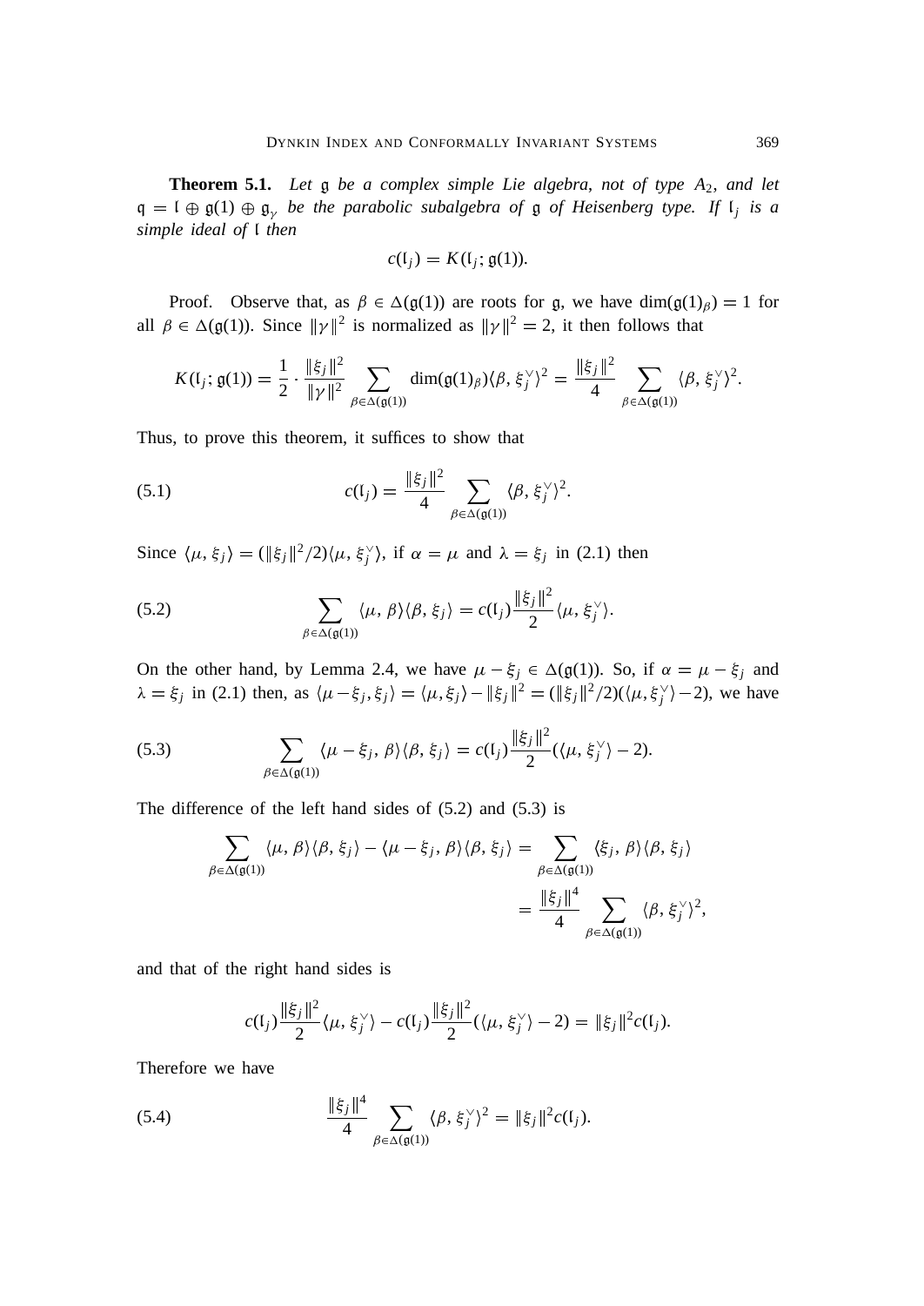**Theorem 5.1.** *Let $\mathfrak{g}$ be a complex simple Lie algebra, not of type $A_2$, and let $\mathfrak{q} = \mathfrak{l} \oplus \mathfrak{g}(1) \oplus \mathfrak{g}_\gamma$ be the parabolic subalgebra of $\mathfrak{g}$ of Heisenberg type. If $\mathfrak{l}_j$ is a simple ideal of $\mathfrak{l}$ then*

$$c(\mathfrak{l}_j) = K(\mathfrak{l}_j; \mathfrak{g}(1)).$$

Proof. Observe that, as $\beta \in \Delta(\mathfrak{g}(1))$ are roots for $\mathfrak{g}$, we have $\dim(\mathfrak{g}(1)_\beta) = 1$ for all $\beta \in \Delta(\mathfrak{g}(1))$. Since $\|\gamma\|^2$ is normalized as $\|\gamma\|^2 = 2$, it then follows that

$$K(\mathfrak{l}_j; \mathfrak{g}(1)) = \frac{1}{2} \cdot \frac{\|\xi_j\|^2}{\|\gamma\|^2} \sum_{\beta \in \Delta(\mathfrak{g}(1))} \dim(\mathfrak{g}(1)_\beta) \langle \beta, \xi_j^\vee \rangle^2 = \frac{\|\xi_j\|^2}{4} \sum_{\beta \in \Delta(\mathfrak{g}(1))} \langle \beta, \xi_j^\vee \rangle^2.$$

Thus, to prove this theorem, it suffices to show that

$$c(\mathfrak{l}_j) = \frac{\|\xi_j\|^2}{4} \sum_{\beta \in \Delta(\mathfrak{g}(1))} \langle \beta, \xi_j^\vee \rangle^2. \tag{5.1}$$

Since $\langle \mu, \xi_j \rangle = (\|\xi_j\|^2/2)\langle \mu, \xi_j^\vee \rangle$, if $\alpha = \mu$ and $\lambda = \xi_j$ in (2.1) then

$$\sum_{\beta \in \Delta(\mathfrak{g}(1))} \langle \mu, \beta \rangle \langle \beta, \xi_j \rangle = c(\mathfrak{l}_j) \frac{\|\xi_j\|^2}{2} \langle \mu, \xi_j^\vee \rangle. \tag{5.2}$$

On the other hand, by Lemma 2.4, we have $\mu - \xi_j \in \Delta(\mathfrak{g}(1))$. So, if $\alpha = \mu - \xi_j$ and $\lambda = \xi_j$ in (2.1) then, as $\langle \mu - \xi_j, \xi_j \rangle = \langle \mu, \xi_j \rangle - \|\xi_j\|^2 = (\|\xi_j\|^2/2)(\langle \mu, \xi_j^\vee \rangle - 2)$, we have

$$\sum_{\beta \in \Delta(\mathfrak{g}(1))} \langle \mu - \xi_j, \beta \rangle \langle \beta, \xi_j \rangle = c(\mathfrak{l}_j) \frac{\|\xi_j\|^2}{2} (\langle \mu, \xi_j^\vee \rangle - 2). \tag{5.3}$$

The difference of the left hand sides of (5.2) and (5.3) is

$$\begin{aligned}
\sum_{\beta \in \Delta(\mathfrak{g}(1))} \langle \mu, \beta \rangle \langle \beta, \xi_j \rangle - \langle \mu - \xi_j, \beta \rangle \langle \beta, \xi_j \rangle &= \sum_{\beta \in \Delta(\mathfrak{g}(1))} \langle \xi_j, \beta \rangle \langle \beta, \xi_j \rangle \\
&= \frac{\|\xi_j\|^4}{4} \sum_{\beta \in \Delta(\mathfrak{g}(1))} \langle \beta, \xi_j^\vee \rangle^2,
\end{aligned}$$

and that of the right hand sides is

$$c(\mathfrak{l}_j) \frac{\|\xi_j\|^2}{2} \langle \mu, \xi_j^\vee \rangle - c(\mathfrak{l}_j) \frac{\|\xi_j\|^2}{2} (\langle \mu, \xi_j^\vee \rangle - 2) = \|\xi_j\|^2 c(\mathfrak{l}_j).$$

Therefore we have

$$\frac{\|\xi_j\|^4}{4} \sum_{\beta \in \Delta(\mathfrak{g}(1))} \langle \beta, \xi_j^\vee \rangle^2 = \|\xi_j\|^2 c(\mathfrak{l}_j). \tag{5.4}$$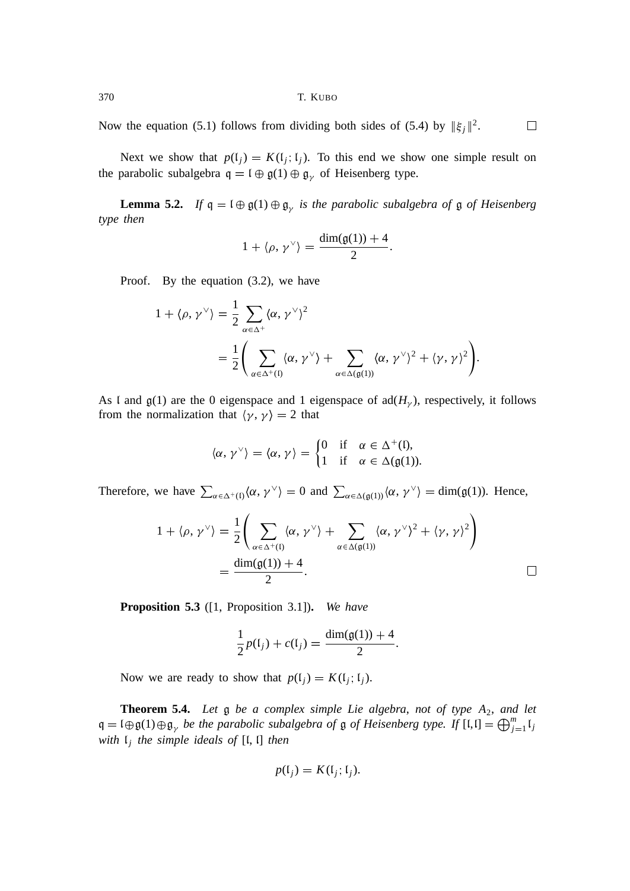Now the equation (5.1) follows from dividing both sides of (5.4) by $\|\xi_j\|^2$. $\square$

Next we show that $p(\mathfrak{l}_j) = K(\mathfrak{l}_j; \mathfrak{l}_j)$. To this end we show one simple result on the parabolic subalgebra $\mathfrak{q} = \mathfrak{l} \oplus \mathfrak{g}(1) \oplus \mathfrak{g}_\gamma$ of Heisenberg type.

**Lemma 5.2.** *If $\mathfrak{q} = \mathfrak{l} \oplus \mathfrak{g}(1) \oplus \mathfrak{g}_\gamma$ is the parabolic subalgebra of $\mathfrak{g}$ of Heisenberg type then*

$$1 + \langle \rho, \gamma^\vee \rangle = \frac{\dim(\mathfrak{g}(1)) + 4}{2}.$$

Proof. By the equation (3.2), we have

$$\begin{aligned}
1 + \langle \rho, \gamma^\vee \rangle &= \frac{1}{2} \sum_{\alpha \in \Delta^+} \langle \alpha, \gamma^\vee \rangle^2 \\
&= \frac{1}{2} \left( \sum_{\alpha \in \Delta^+(\mathfrak{l})} \langle \alpha, \gamma^\vee \rangle + \sum_{\alpha \in \Delta(\mathfrak{g}(1))} \langle \alpha, \gamma^\vee \rangle^2 + \langle \gamma, \gamma \rangle^2 \right).
\end{aligned}$$

As $\mathfrak{l}$ and $\mathfrak{g}(1)$ are the 0 eigenspace and 1 eigenspace of $\mathrm{ad}(H_\gamma)$, respectively, it follows from the normalization that $\langle \gamma, \gamma \rangle = 2$ that

$$\langle \alpha, \gamma^\vee \rangle = \langle \alpha, \gamma \rangle = \begin{cases} 0 & \text{if} \quad \alpha \in \Delta^+(\mathfrak{l}), \\ 1 & \text{if} \quad \alpha \in \Delta(\mathfrak{g}(1)). \end{cases}$$

Therefore, we have $\sum_{\alpha \in \Delta^+(\mathfrak{l})} \langle \alpha, \gamma^\vee \rangle = 0$ and $\sum_{\alpha \in \Delta(\mathfrak{g}(1))} \langle \alpha, \gamma^\vee \rangle = \dim(\mathfrak{g}(1))$. Hence,

$$\begin{aligned}
1 + \langle \rho, \gamma^\vee \rangle &= \frac{1}{2} \left( \sum_{\alpha \in \Delta^+(\mathfrak{l})} \langle \alpha, \gamma^\vee \rangle + \sum_{\alpha \in \Delta(\mathfrak{g}(1))} \langle \alpha, \gamma^\vee \rangle^2 + \langle \gamma, \gamma \rangle^2 \right) \\
&= \frac{\dim(\mathfrak{g}(1)) + 4}{2}.
\end{aligned}$$

$\square$

**Proposition 5.3** ([1, Proposition 3.1]). *We have*

$$\frac{1}{2} p(\mathfrak{l}_j) + c(\mathfrak{l}_j) = \frac{\dim(\mathfrak{g}(1)) + 4}{2}.$$

Now we are ready to show that $p(\mathfrak{l}_j) = K(\mathfrak{l}_j; \mathfrak{l}_j)$.

**Theorem 5.4.** *Let $\mathfrak{g}$ be a complex simple Lie algebra, not of type $A_2$, and let $\mathfrak{q} = \mathfrak{l} \oplus \mathfrak{g}(1) \oplus \mathfrak{g}_\gamma$ be the parabolic subalgebra of $\mathfrak{g}$ of Heisenberg type. If $[\mathfrak{l}, \mathfrak{l}] = \bigoplus_{j=1}^m \mathfrak{l}_j$ with $\mathfrak{l}_j$ the simple ideals of $[\mathfrak{l}, \mathfrak{l}]$ then*

$$p(\mathfrak{l}_j) = K(\mathfrak{l}_j; \mathfrak{l}_j).$$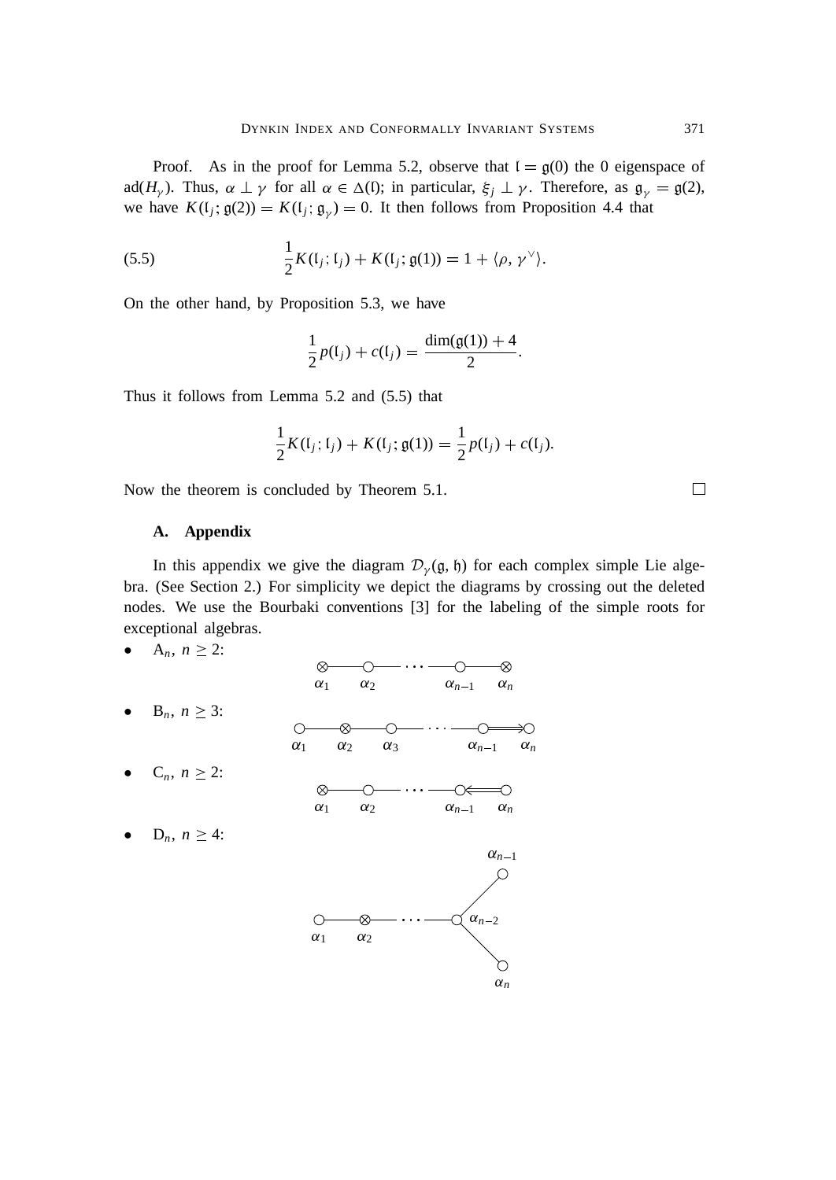*Proof.* As in the proof for Lemma 5.2, observe that $\mathfrak{l} = \mathfrak{g}(0)$ the 0 eigenspace of $\mathrm{ad}(H_\gamma)$. Thus, $\alpha \perp \gamma$ for all $\alpha \in \Delta(\mathfrak{l})$; in particular, $\xi_j \perp \gamma$. Therefore, as $\mathfrak{g}_\gamma = \mathfrak{g}(2)$, we have $K(\mathfrak{l}_j; \mathfrak{g}(2)) = K(\mathfrak{l}_j; \mathfrak{g}_\gamma) = 0$. It then follows from Proposition 4.4 that

$$\frac{1}{2}K(\mathfrak{l}_j; \mathfrak{l}_j) + K(\mathfrak{l}_j; \mathfrak{g}(1)) = 1 + \langle \rho, \gamma^\vee \rangle. \tag{5.5}$$

On the other hand, by Proposition 5.3, we have

$$\frac{1}{2}p(\mathfrak{l}_j) + c(\mathfrak{l}_j) = \frac{\dim(\mathfrak{g}(1)) + 4}{2}.$$

Thus it follows from Lemma 5.2 and (5.5) that

$$\frac{1}{2}K(\mathfrak{l}_j; \mathfrak{l}_j) + K(\mathfrak{l}_j; \mathfrak{g}(1)) = \frac{1}{2}p(\mathfrak{l}_j) + c(\mathfrak{l}_j).$$

Now the theorem is concluded by Theorem 5.1. □

## A. Appendix

In this appendix we give the diagram $\mathcal{D}_\gamma(\mathfrak{g}, \mathfrak{h})$ for each complex simple Lie algebra. (See Section 2.) For simplicity we depict the diagrams by crossing out the deleted nodes. We use the Bourbaki conventions [3] for the labeling of the simple roots for exceptional algebras.

- $\mathrm{A}_n$, $n \geq 2$: nodes $\alpha_1, \alpha_2, \ldots, \alpha_{n-1}, \alpha_n$; crossed out: $\alpha_1$, $\alpha_n$.
- $\mathrm{B}_n$, $n \geq 3$: nodes $\alpha_1, \alpha_2, \alpha_3, \ldots, \alpha_{n-1} \Rightarrow \alpha_n$; crossed out: $\alpha_2$.
- $\mathrm{C}_n$, $n \geq 2$: nodes $\alpha_1, \alpha_2, \ldots, \alpha_{n-1} \Leftarrow \alpha_n$; crossed out: $\alpha_1$.
- $\mathrm{D}_n$, $n \geq 4$: nodes $\alpha_1, \alpha_2, \ldots, \alpha_{n-2}$, branching to $\alpha_{n-1}$ and $\alpha_n$; crossed out: $\alpha_2$.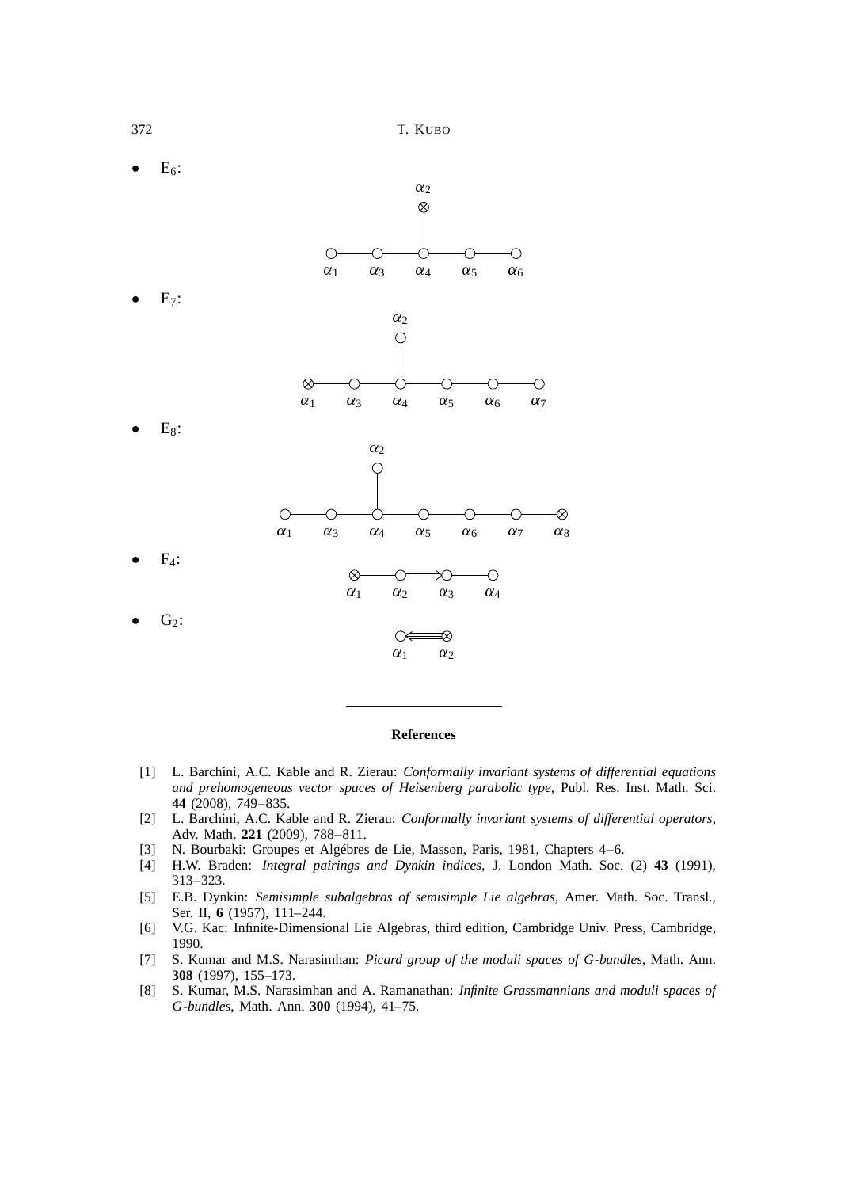- $E_6$:

- $E_7$:

- $E_8$:

- $F_4$:

- $G_2$:

## References

[1] L. Barchini, A.C. Kable and R. Zierau: *Conformally invariant systems of differential equations and prehomogeneous vector spaces of Heisenberg parabolic type*, Publ. Res. Inst. Math. Sci. **44** (2008), 749–835.

[2] L. Barchini, A.C. Kable and R. Zierau: *Conformally invariant systems of differential operators*, Adv. Math. **221** (2009), 788–811.

[3] N. Bourbaki: Groupes et Algébres de Lie, Masson, Paris, 1981, Chapters 4–6.

[4] H.W. Braden: *Integral pairings and Dynkin indices*, J. London Math. Soc. (2) **43** (1991), 313–323.

[5] E.B. Dynkin: *Semisimple subalgebras of semisimple Lie algebras*, Amer. Math. Soc. Transl., Ser. II, **6** (1957), 111–244.

[6] V.G. Kac: Infinite-Dimensional Lie Algebras, third edition, Cambridge Univ. Press, Cambridge, 1990.

[7] S. Kumar and M.S. Narasimhan: *Picard group of the moduli spaces of G-bundles*, Math. Ann. **308** (1997), 155–173.

[8] S. Kumar, M.S. Narasimhan and A. Ramanathan: *Infinite Grassmannians and moduli spaces of G-bundles*, Math. Ann. **300** (1994), 41–75.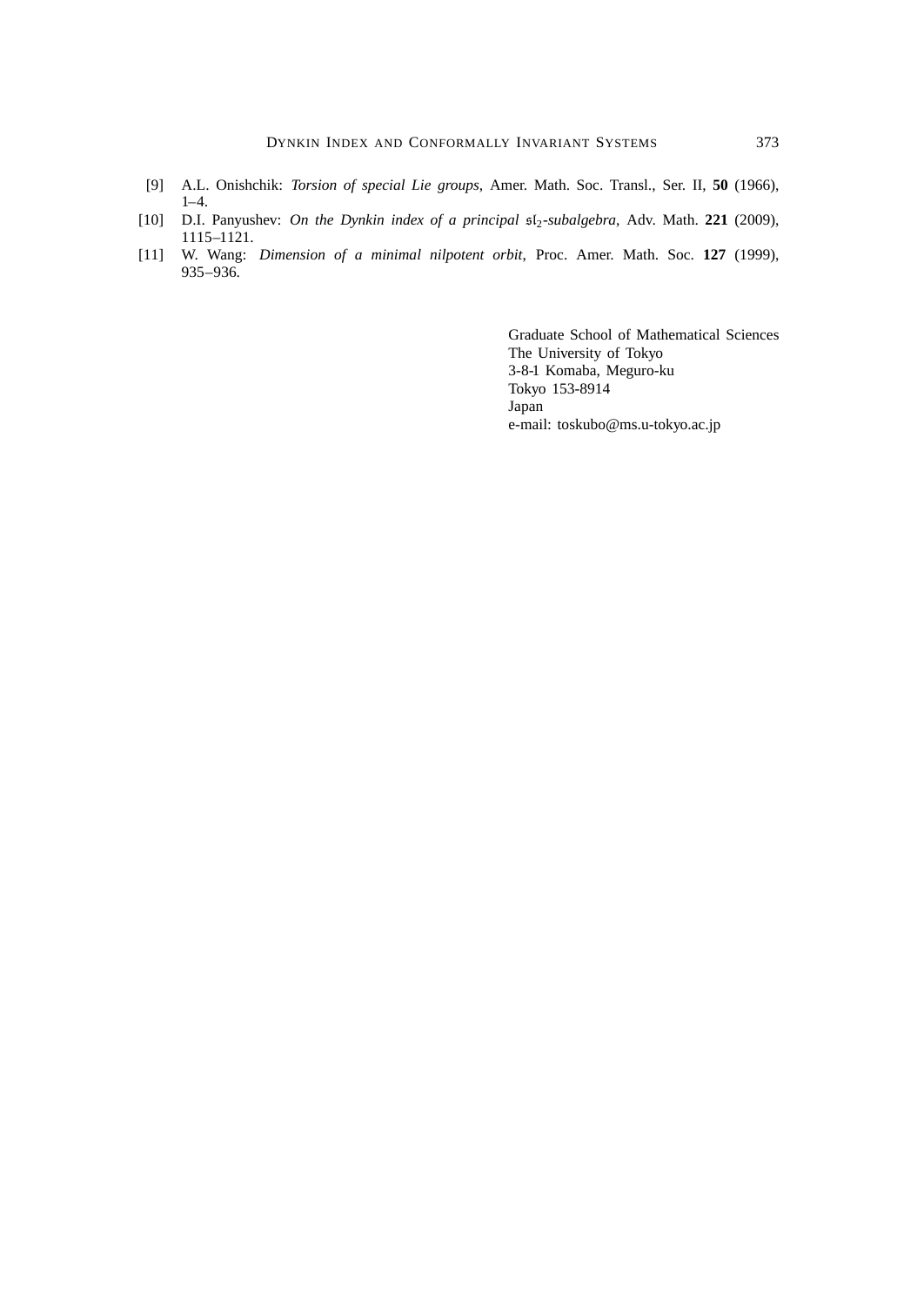[9] A.L. Onishchik: *Torsion of special Lie groups*, Amer. Math. Soc. Transl., Ser. II, **50** (1966), 1–4.

[10] D.I. Panyushev: *On the Dynkin index of a principal* $\mathfrak{sl}_2$*-subalgebra*, Adv. Math. **221** (2009), 1115–1121.

[11] W. Wang: *Dimension of a minimal nilpotent orbit*, Proc. Amer. Math. Soc. **127** (1999), 935–936.

Graduate School of Mathematical Sciences
The University of Tokyo
3-8-1 Komaba, Meguro-ku
Tokyo 153-8914
Japan
e-mail: toskubo@ms.u-tokyo.ac.jp